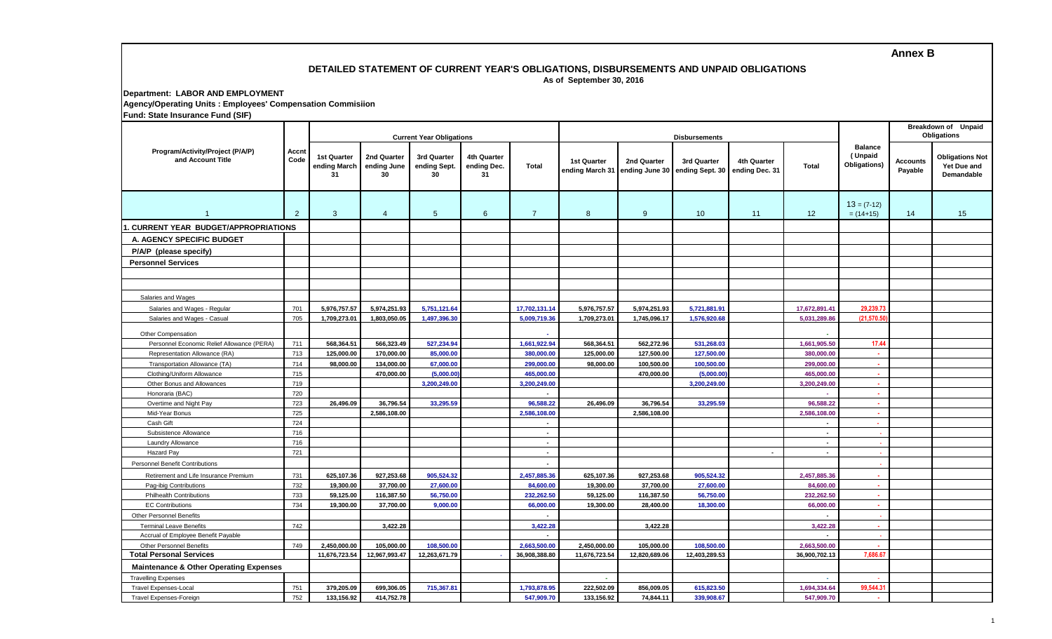**Annex B**

## DETAILED STATEMENT OF CURRENT YEAR'S OBLIGATIONS, DISBURSEMENTS AND UNPAID OBLIGATIONS

As of September 30, 2016

**Department: LABOR AND EMPLOYMENT**

**Agency/Operating Units : Employees' Compensation Commisiion**

**Fund: State Insurance Fund (SIF)**

| Program/Activity/Project (P/A/P) and Account Title | Accnt Code | Current Year Obligations | | | | | Disbursements | | | | | Balance (Unpaid Obligations) | Breakdown of Unpaid Obligations | |
|---|---|---|---|---|---|---|---|---|---|---|---|---|---|---|
| | | 1st Quarter ending March 31 | 2nd Quarter ending June 30 | 3rd Quarter ending Sept. 30 | 4th Quarter ending Dec. 31 | Total | 1st Quarter ending March 31 | 2nd Quarter ending June 30 | 3rd Quarter ending Sept. 30 | 4th Quarter ending Dec. 31 | Total | | Accounts Payable | Obligations Not Yet Due and Demandable |
| 1 | 2 | 3 | 4 | 5 | 6 | 7 | 8 | 9 | 10 | 11 | 12 | 13 = (7-12) = (14+15) | 14 | 15 |
| **1. CURRENT YEAR BUDGET/APPROPRIATIONS** | | | | | | | | | | | | | | |
| **A. AGENCY SPECIFIC BUDGET** | | | | | | | | | | | | | | |
| **P/A/P (please specify)** | | | | | | | | | | | | | | |
| **Personnel Services** | | | | | | | | | | | | | | |
| Salaries and Wages | | | | | | | | | | | | | | |
| Salaries and Wages - Regular | 701 | 5,976,757.57 | 5,974,251.93 | 5,751,121.64 | | 17,702,131.14 | 5,976,757.57 | 5,974,251.93 | 5,721,881.91 | | 17,672,891.41 | 29,239.73 | | |
| Salaries and Wages - Casual | 705 | 1,709,273.01 | 1,803,050.05 | 1,497,396.30 | | 5,009,719.36 | 1,709,273.01 | 1,745,096.17 | 1,576,920.68 | | 5,031,289.86 | (21,570.50) | | |
| Other Compensation | | | | | | - | | | | | - | | | |
| Personnel Economic Relief Allowance (PERA) | 711 | 568,364.51 | 566,323.49 | 527,234.94 | | 1,661,922.94 | 568,364.51 | 562,272.96 | 531,268.03 | | 1,661,905.50 | 17.44 | | |
| Representation Allowance (RA) | 713 | 125,000.00 | 170,000.00 | 85,000.00 | | 380,000.00 | 125,000.00 | 127,500.00 | 127,500.00 | | 380,000.00 | - | | |
| Transportation Allowance (TA) | 714 | 98,000.00 | 134,000.00 | 67,000.00 | | 299,000.00 | 98,000.00 | 100,500.00 | 100,500.00 | | 299,000.00 | - | | |
| Clothing/Uniform Allowance | 715 | | 470,000.00 | (5,000.00) | | 465,000.00 | | 470,000.00 | (5,000.00) | | 465,000.00 | - | | |
| Other Bonus and Allowances | 719 | | | 3,200,249.00 | | 3,200,249.00 | | | 3,200,249.00 | | 3,200,249.00 | - | | |
| Honoraria (BAC) | 720 | | | | | - | | | | | - | - | | |
| Overtime and Night Pay | 723 | 26,496.09 | 36,796.54 | 33,295.59 | | 96,588.22 | 26,496.09 | 36,796.54 | 33,295.59 | | 96,588.22 | - | | |
| Mid-Year Bonus | 725 | | 2,586,108.00 | | | 2,586,108.00 | | 2,586,108.00 | | | 2,586,108.00 | - | | |
| Cash Gift | 724 | | | | | - | | | | | - | - | | |
| Subsistence Allowance | 716 | | | | | - | | | | | - | - | | |
| Laundry Allowance | 716 | | | | | - | | | | | - | - | | |
| Hazard Pay | 721 | | | | | - | | | | - | - | - | | |
| Personnel Benefit Contributions | | | | | | - | | | | | | - | | |
| Retirement and Life Insurance Premium | 731 | 625,107.36 | 927,253.68 | 905,524.32 | | 2,457,885.36 | 625,107.36 | 927,253.68 | 905,524.32 | | 2,457,885.36 | - | | |
| Pag-ibig Contributions | 732 | 19,300.00 | 37,700.00 | 27,600.00 | | 84,600.00 | 19,300.00 | 37,700.00 | 27,600.00 | | 84,600.00 | - | | |
| Philhealth Contributions | 733 | 59,125.00 | 116,387.50 | 56,750.00 | | 232,262.50 | 59,125.00 | 116,387.50 | 56,750.00 | | 232,262.50 | - | | |
| EC Contributions | 734 | 19,300.00 | 37,700.00 | 9,000.00 | | 66,000.00 | 19,300.00 | 28,400.00 | 18,300.00 | | 66,000.00 | - | | |
| Other Personnel Benefits | | | | | | - | | | | | - | - | | |
| Terminal Leave Benefits | 742 | | 3,422.28 | | | 3,422.28 | | 3,422.28 | | | 3,422.28 | - | | |
| Accrual of Employee Benefit Payable | | | | | | - | | | | | - | - | | |
| Other Personnel Benefits | 749 | 2,450,000.00 | 105,000.00 | 108,500.00 | | 2,663,500.00 | 2,450,000.00 | 105,000.00 | 108,500.00 | | 2,663,500.00 | - | | |
| **Total Personal Services** | | 11,676,723.54 | 12,967,993.47 | 12,263,671.79 | - | 36,908,388.80 | 11,676,723.54 | 12,820,689.06 | 12,403,289.53 | | 36,900,702.13 | 7,686.67 | | |
| **Maintenance & Other Operating Expenses** | | | | | | | | | | | | | | |
| Travelling Expenses | | | | | | | - | | | | - | - | | |
| Travel Expenses-Local | 751 | 379,205.09 | 699,306.05 | 715,367.81 | | 1,793,878.95 | 222,502.09 | 856,009.05 | 615,823.50 | | 1,694,334.64 | 99,544.31 | | |
| Travel Expenses-Foreign | 752 | 133,156.92 | 414,752.78 | | | 547,909.70 | 133,156.92 | 74,844.11 | 339,908.67 | | 547,909.70 | - | | |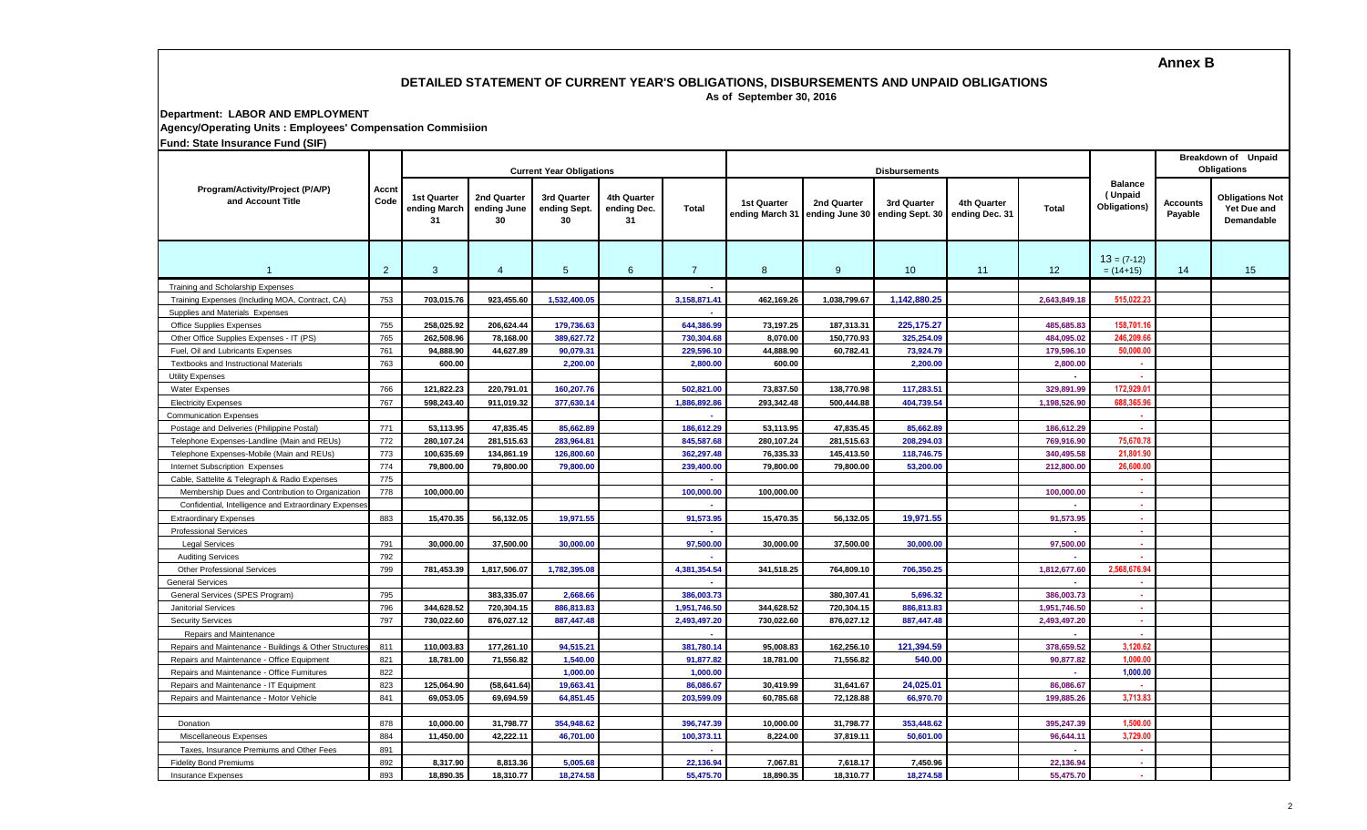Annex B

## DETAILED STATEMENT OF CURRENT YEAR'S OBLIGATIONS, DISBURSEMENTS AND UNPAID OBLIGATIONS

As of September 30, 2016

**Department: LABOR AND EMPLOYMENT**

**Agency/Operating Units : Employees' Compensation Commisiion**

**Fund: State Insurance Fund (SIF)**

| Program/Activity/Project (P/A/P) and Account Title | Accnt Code | Current Year Obligations | | | | | Disbursements | | | | | Balance ( Unpaid Obligations) | Breakdown of Unpaid Obligations | |
|---|---|---|---|---|---|---|---|---|---|---|---|---|---|---|
| | | 1st Quarter ending March 31 | 2nd Quarter ending June 30 | 3rd Quarter ending Sept. 30 | 4th Quarter ending Dec. 31 | Total | 1st Quarter ending March 31 | 2nd Quarter ending June 30 | 3rd Quarter ending Sept. 30 | 4th Quarter ending Dec. 31 | Total | | Accounts Payable | Obligations Not Yet Due and Demandable |
| 1 | 2 | 3 | 4 | 5 | 6 | 7 | 8 | 9 | 10 | 11 | 12 | 13 = (7-12) = (14+15) | 14 | 15 |
| Training and Scholarship Expenses | | | | | | - | | | | | | | | |
| Training Expenses (Including MOA, Contract, CA) | 753 | 703,015.76 | 923,455.60 | 1,532,400.05 | | 3,158,871.41 | 462,169.26 | 1,038,799.67 | 1,142,880.25 | | 2,643,849.18 | 515,022.23 | | |
| Supplies and Materials Expenses | | | | | | - | | | | | | | | |
| Office Supplies Expenses | 755 | 258,025.92 | 206,624.44 | 179,736.63 | | 644,386.99 | 73,197.25 | 187,313.31 | 225,175.27 | | 485,685.83 | 158,701.16 | | |
| Other Office Supplies Expenses - IT (PS) | 765 | 262,508.96 | 78,168.00 | 389,627.72 | | 730,304.68 | 8,070.00 | 150,770.93 | 325,254.09 | | 484,095.02 | 246,209.66 | | |
| Fuel, Oil and Lubricants Expenses | 761 | 94,888.90 | 44,627.89 | 90,079.31 | | 229,596.10 | 44,888.90 | 60,782.41 | 73,924.79 | | 179,596.10 | 50,000.00 | | |
| Textbooks and Instructional Materials | 763 | 600.00 | | 2,200.00 | | 2,800.00 | 600.00 | | 2,200.00 | | 2,800.00 | - | | |
| Utility Expenses | | | | | | | | | | | - | - | | |
| Water Expenses | 766 | 121,822.23 | 220,791.01 | 160,207.76 | | 502,821.00 | 73,837.50 | 138,770.98 | 117,283.51 | | 329,891.99 | 172,929.01 | | |
| Electricity Expenses | 767 | 598,243.40 | 911,019.32 | 377,630.14 | | 1,886,892.86 | 293,342.48 | 500,444.88 | 404,739.54 | | 1,198,526.90 | 688,365.96 | | |
| Communication Expenses | | | | | | - | | | | | | - | | |
| Postage and Deliveries (Philippine Postal) | 771 | 53,113.95 | 47,835.45 | 85,662.89 | | 186,612.29 | 53,113.95 | 47,835.45 | 85,662.89 | | 186,612.29 | - | | |
| Telephone Expenses-Landline (Main and REUs) | 772 | 280,107.24 | 281,515.63 | 283,964.81 | | 845,587.68 | 280,107.24 | 281,515.63 | 208,294.03 | | 769,916.90 | 75,670.78 | | |
| Telephone Expenses-Mobile (Main and REUs) | 773 | 100,635.69 | 134,861.19 | 126,800.60 | | 362,297.48 | 76,335.33 | 145,413.50 | 118,746.75 | | 340,495.58 | 21,801.90 | | |
| Internet Subscription Expenses | 774 | 79,800.00 | 79,800.00 | 79,800.00 | | 239,400.00 | 79,800.00 | 79,800.00 | 53,200.00 | | 212,800.00 | 26,600.00 | | |
| Cable, Sattelite & Telegraph & Radio Expenses | 775 | | | | | - | | | | | | - | | |
| Membership Dues and Contribution to Organization | 778 | 100,000.00 | | | | 100,000.00 | 100,000.00 | | | | 100,000.00 | - | | |
| Confidential, Intelligence and Extraordinary Expenses | | | | | | - | | | | | - | - | | |
| Extraordinary Expenses | 883 | 15,470.35 | 56,132.05 | 19,971.55 | | 91,573.95 | 15,470.35 | 56,132.05 | 19,971.55 | | 91,573.95 | - | | |
| Professional Services | | | | | | - | | | | | - | - | | |
| Legal Services | 791 | 30,000.00 | 37,500.00 | 30,000.00 | | 97,500.00 | 30,000.00 | 37,500.00 | 30,000.00 | | 97,500.00 | - | | |
| Auditing Services | 792 | | | | | - | | | | | - | - | | |
| Other Professional Services | 799 | 781,453.39 | 1,817,506.07 | 1,782,395.08 | | 4,381,354.54 | 341,518.25 | 764,809.10 | 706,350.25 | | 1,812,677.60 | 2,568,676.94 | | |
| General Services | | | | | | - | | | | | - | - | | |
| General Services (SPES Program) | 795 | | 383,335.07 | 2,668.66 | | 386,003.73 | | 380,307.41 | 5,696.32 | | 386,003.73 | - | | |
| Janitorial Services | 796 | 344,628.52 | 720,304.15 | 886,813.83 | | 1,951,746.50 | 344,628.52 | 720,304.15 | 886,813.83 | | 1,951,746.50 | - | | |
| Security Services | 797 | 730,022.60 | 876,027.12 | 887,447.48 | | 2,493,497.20 | 730,022.60 | 876,027.12 | 887,447.48 | | 2,493,497.20 | - | | |
| Repairs and Maintenance | | | | | | - | | | | | - | - | | |
| Repairs and Maintenance - Buildings & Other Structures | 811 | 110,003.83 | 177,261.10 | 94,515.21 | | 381,780.14 | 95,008.83 | 162,256.10 | 121,394.59 | | 378,659.52 | 3,120.62 | | |
| Repairs and Maintenance - Office Equipment | 821 | 18,781.00 | 71,556.82 | 1,540.00 | | 91,877.82 | 18,781.00 | 71,556.82 | 540.00 | | 90,877.82 | 1,000.00 | | |
| Repairs and Maintenance - Office Furnitures | 822 | | | 1,000.00 | | 1,000.00 | | | | | - | 1,000.00 | | |
| Repairs and Maintenance - IT Equipment | 823 | 125,064.90 | (58,641.64) | 19,663.41 | | 86,086.67 | 30,419.99 | 31,641.67 | 24,025.01 | | 86,086.67 | - | | |
| Repairs and Maintenance - Motor Vehicle | 841 | 69,053.05 | 69,694.59 | 64,851.45 | | 203,599.09 | 60,785.68 | 72,128.88 | 66,970.70 | | 199,885.26 | 3,713.83 | | |
| | | | | | | | | | | | | | | |
| Donation | 878 | 10,000.00 | 31,798.77 | 354,948.62 | | 396,747.39 | 10,000.00 | 31,798.77 | 353,448.62 | | 395,247.39 | 1,500.00 | | |
| Miscellaneous Expenses | 884 | 11,450.00 | 42,222.11 | 46,701.00 | | 100,373.11 | 8,224.00 | 37,819.11 | 50,601.00 | | 96,644.11 | 3,729.00 | | |
| Taxes, Insurance Premiums and Other Fees | 891 | | | | | - | | | | | - | - | | |
| Fidelity Bond Premiums | 892 | 8,317.90 | 8,813.36 | 5,005.68 | | 22,136.94 | 7,067.81 | 7,618.17 | 7,450.96 | | 22,136.94 | - | | |
| Insurance Expenses | 893 | 18,890.35 | 18,310.77 | 18,274.58 | | 55,475.70 | 18,890.35 | 18,310.77 | 18,274.58 | | 55,475.70 | - | | |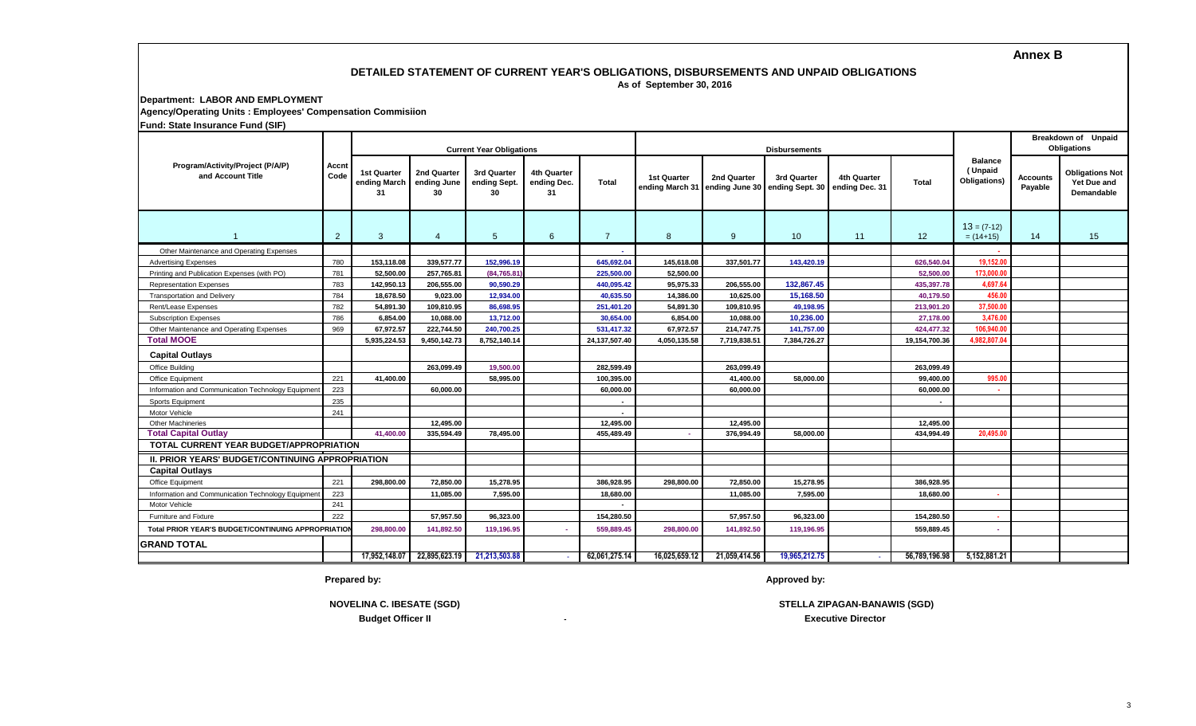**Annex B**

## DETAILED STATEMENT OF CURRENT YEAR'S OBLIGATIONS, DISBURSEMENTS AND UNPAID OBLIGATIONS

**As of September 30, 2016**

**Department: LABOR AND EMPLOYMENT**

**Agency/Operating Units : Employees' Compensation Commisiion**

**Fund: State Insurance Fund (SIF)**

| Program/Activity/Project (P/A/P) and Account Title | Accnt Code | Current Year Obligations | | | | | Disbursements | | | | | Balance (Unpaid Obligations) | Breakdown of Unpaid Obligations | |
|---|---|---|---|---|---|---|---|---|---|---|---|---|---|---|
| | | 1st Quarter ending March 31 | 2nd Quarter ending June 30 | 3rd Quarter ending Sept. 30 | 4th Quarter ending Dec. 31 | Total | 1st Quarter ending March 31 | 2nd Quarter ending June 30 | 3rd Quarter ending Sept. 30 | 4th Quarter ending Dec. 31 | Total | | Accounts Payable | Obligations Not Yet Due and Demandable |
| 1 | 2 | 3 | 4 | 5 | 6 | 7 | 8 | 9 | 10 | 11 | 12 | 13 = (7-12) = (14+15) | 14 | 15 |
| Other Maintenance and Operating Expenses | | | | | | - | | | | | | - | | |
| Advertising Expenses | 780 | 153,118.08 | 339,577.77 | 152,996.19 | | 645,692.04 | 145,618.08 | 337,501.77 | 143,420.19 | | 626,540.04 | 19,152.00 | | |
| Printing and Publication Expenses (with PO) | 781 | 52,500.00 | 257,765.81 | (84,765.81) | | 225,500.00 | 52,500.00 | | | | 52,500.00 | 173,000.00 | | |
| Representation Expenses | 783 | 142,950.13 | 206,555.00 | 90,590.29 | | 440,095.42 | 95,975.33 | 206,555.00 | 132,867.45 | | 435,397.78 | 4,697.64 | | |
| Transportation and Delivery | 784 | 18,678.50 | 9,023.00 | 12,934.00 | | 40,635.50 | 14,386.00 | 10,625.00 | 15,168.50 | | 40,179.50 | 456.00 | | |
| Rent/Lease Expenses | 782 | 54,891.30 | 109,810.95 | 86,698.95 | | 251,401.20 | 54,891.30 | 109,810.95 | 49,198.95 | | 213,901.20 | 37,500.00 | | |
| Subscription Expenses | 786 | 6,854.00 | 10,088.00 | 13,712.00 | | 30,654.00 | 6,854.00 | 10,088.00 | 10,236.00 | | 27,178.00 | 3,476.00 | | |
| Other Maintenance and Operating Expenses | 969 | 67,972.57 | 222,744.50 | 240,700.25 | | 531,417.32 | 67,972.57 | 214,747.75 | 141,757.00 | | 424,477.32 | 106,940.00 | | |
| **Total MOOE** | | 5,935,224.53 | 9,450,142.73 | 8,752,140.14 | | 24,137,507.40 | 4,050,135.58 | 7,719,838.51 | 7,384,726.27 | | 19,154,700.36 | 4,982,807.04 | | |
| **Capital Outlays** | | | | | | | | | | | | | | |
| Office Building | | | 263,099.49 | 19,500.00 | | 282,599.49 | | 263,099.49 | | | 263,099.49 | | | |
| Office Equipment | 221 | 41,400.00 | | 58,995.00 | | 100,395.00 | | 41,400.00 | 58,000.00 | | 99,400.00 | 995.00 | | |
| Information and Communication Technology Equipment | 223 | | 60,000.00 | | | 60,000.00 | | 60,000.00 | | | 60,000.00 | - | | |
| Sports Equipment | 235 | | | | | - | | | | | - | | | |
| Motor Vehicle | 241 | | | | | - | | | | | | | | |
| Other Machineries | | | 12,495.00 | | | 12,495.00 | | 12,495.00 | | | 12,495.00 | | | |
| **Total Capital Outlay** | | 41,400.00 | 335,594.49 | 78,495.00 | | 455,489.49 | - | 376,994.49 | 58,000.00 | | 434,994.49 | 20,495.00 | | |
| **TOTAL CURRENT YEAR BUDGET/APPROPRIATION** | | | | | | | | | | | | | | |
| **II. PRIOR YEARS' BUDGET/CONTINUING APPROPRIATION** | | | | | | | | | | | | | | |
| **Capital Outlays** | | | | | | | | | | | | | | |
| Office Equipment | 221 | 298,800.00 | 72,850.00 | 15,278.95 | | 386,928.95 | 298,800.00 | 72,850.00 | 15,278.95 | | 386,928.95 | | | |
| Information and Communication Technology Equipment | 223 | | 11,085.00 | 7,595.00 | | 18,680.00 | | 11,085.00 | 7,595.00 | | 18,680.00 | - | | |
| Motor Vehicle | 241 | | | | | - | | | | | | | | |
| Furniture and Fixture | 222 | | 57,957.50 | 96,323.00 | | 154,280.50 | | 57,957.50 | 96,323.00 | | 154,280.50 | - | | |
| **Total PRIOR YEAR'S BUDGET/CONTINUING APPROPRIATION** | | 298,800.00 | 141,892.50 | 119,196.95 | - | 559,889.45 | 298,800.00 | 141,892.50 | 119,196.95 | | 559,889.45 | - | | |
| **GRAND TOTAL** | | | | | | | | | | | | | | |
| | | 17,952,148.07 | 22,895,623.19 | 21,213,503.88 | - | 62,061,275.14 | 16,025,659.12 | 21,059,414.56 | 19,965,212.75 | - | 56,789,196.98 | 5,152,881.21 | | |

**Prepared by:**

**NOVELINA C. IBESATE (SGD)**
**Budget Officer II**

**Approved by:**

**STELLA ZIPAGAN-BANAWIS (SGD)**
**Executive Director**